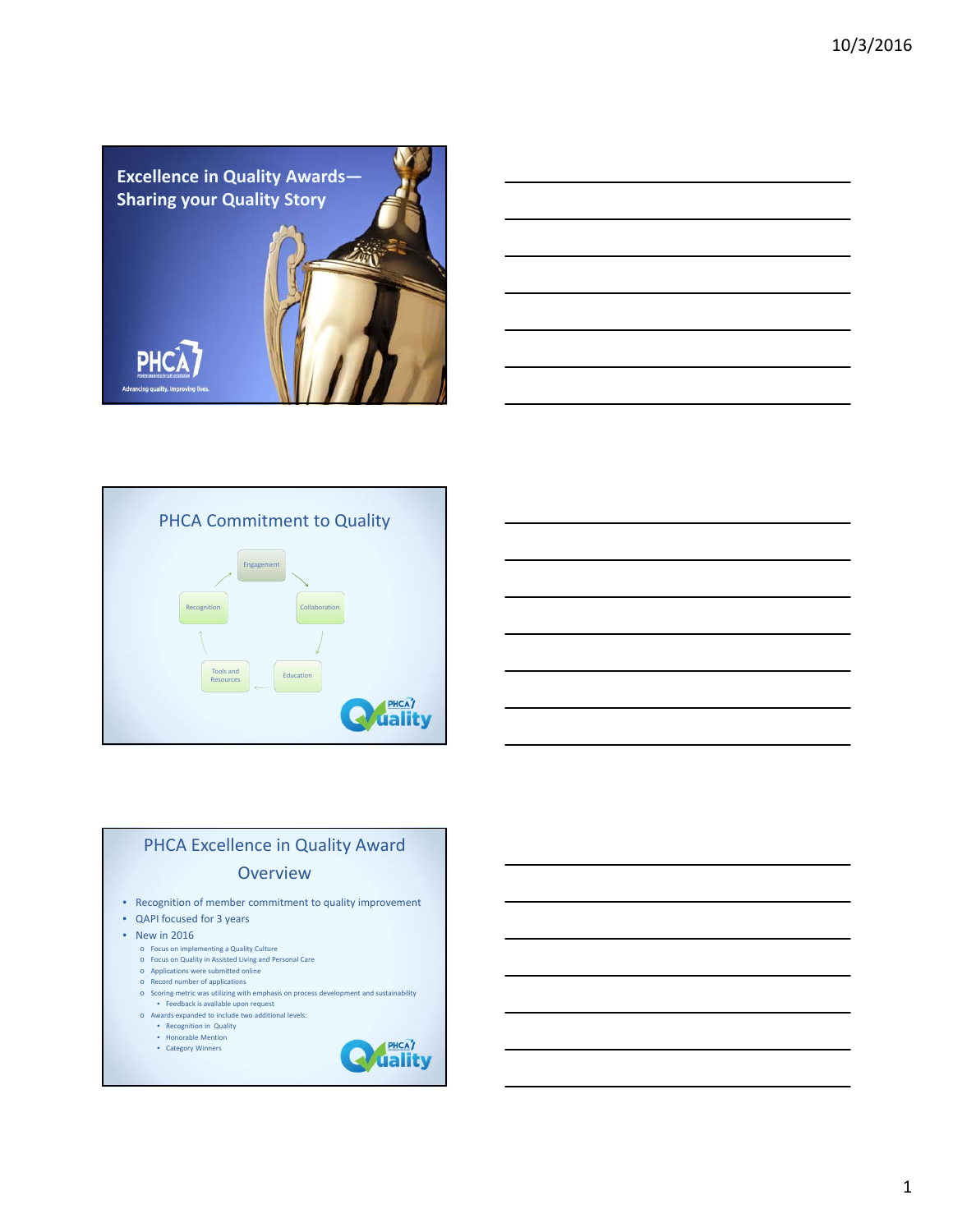## Excellence in Quality Awards— Sharing your Quality Story

PHCA

Advancing quality. Improving lives.

## PHCA Commitment to Quality

Engagement → Collaboration → Education → Tools and Resources → Recognition → Engagement

## PHCA Excellence in Quality Award Overview

- Recognition of member commitment to quality improvement
- QAPI focused for 3 years
- New in 2016
  - Focus on implementing a Quality Culture
  - Focus on Quality in Assisted Living and Personal Care
  - Applications were submitted online
  - Record number of applications
  - Scoring metric was utilizing with emphasis on process development and sustainability
    - Feedback is available upon request
  - Awards expanded to include two additional levels:
    - Recognition in Quality
    - Honorable Mention
    - Category Winners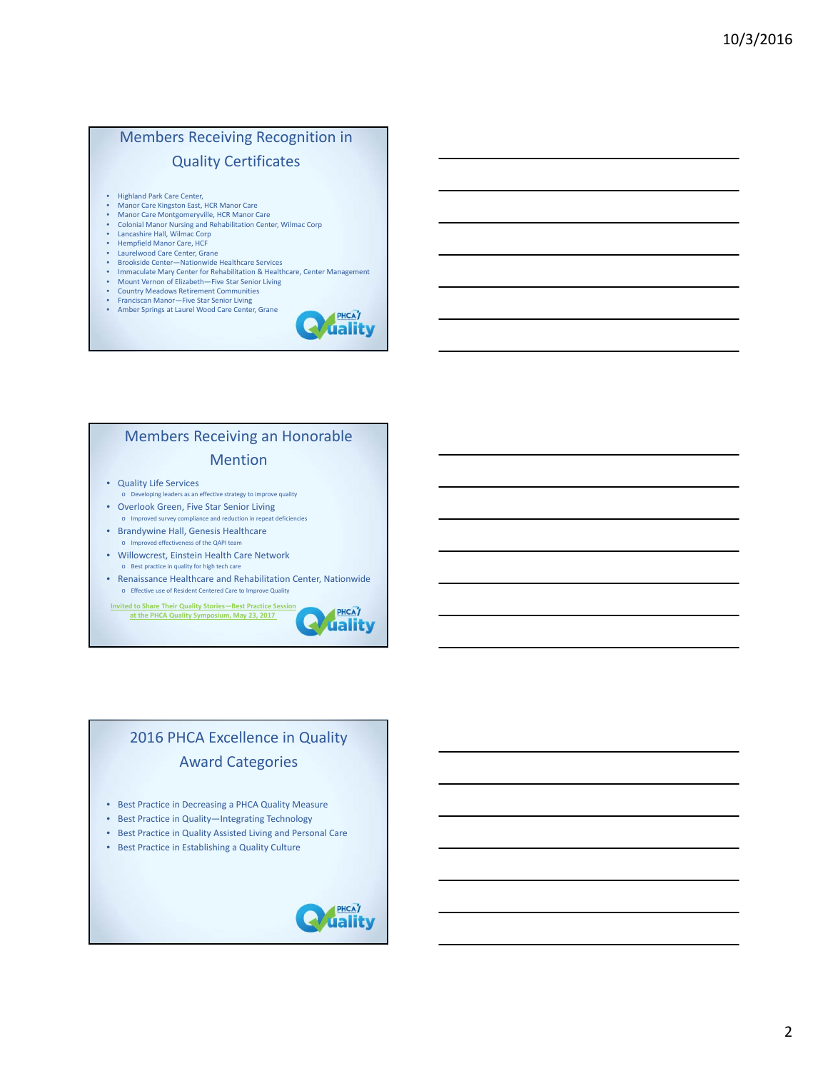## Members Receiving Recognition in Quality Certificates

- Highland Park Care Center,
- Manor Care Kingston East, HCR Manor Care
- Manor Care Montgomeryville, HCR Manor Care
- Colonial Manor Nursing and Rehabilitation Center, Wilmac Corp
- Lancashire Hall, Wilmac Corp
- Hempfield Manor Care, HCF
- Laurelwood Care Center, Grane
- Brookside Center—Nationwide Healthcare Services
- Immaculate Mary Center for Rehabilitation & Healthcare, Center Management
- Mount Vernon of Elizabeth—Five Star Senior Living
- Country Meadows Retirement Communities
- Franciscan Manor—Five Star Senior Living
- Amber Springs at Laurel Wood Care Center, Grane

## Members Receiving an Honorable Mention

- Quality Life Services
  - Developing leaders as an effective strategy to improve quality
- Overlook Green, Five Star Senior Living
  - Improved survey compliance and reduction in repeat deficiencies
- Brandywine Hall, Genesis Healthcare
  - Improved effectiveness of the QAPI team
- Willowcrest, Einstein Health Care Network
  - Best practice in quality for high tech care
- Renaissance Healthcare and Rehabilitation Center, Nationwide
  - Effective use of Resident Centered Care to Improve Quality

Invited to Share Their Quality Stories—Best Practice Session at the PHCA Quality Symposium, May 23, 2017

## 2016 PHCA Excellence in Quality Award Categories

- Best Practice in Decreasing a PHCA Quality Measure
- Best Practice in Quality—Integrating Technology
- Best Practice in Quality Assisted Living and Personal Care
- Best Practice in Establishing a Quality Culture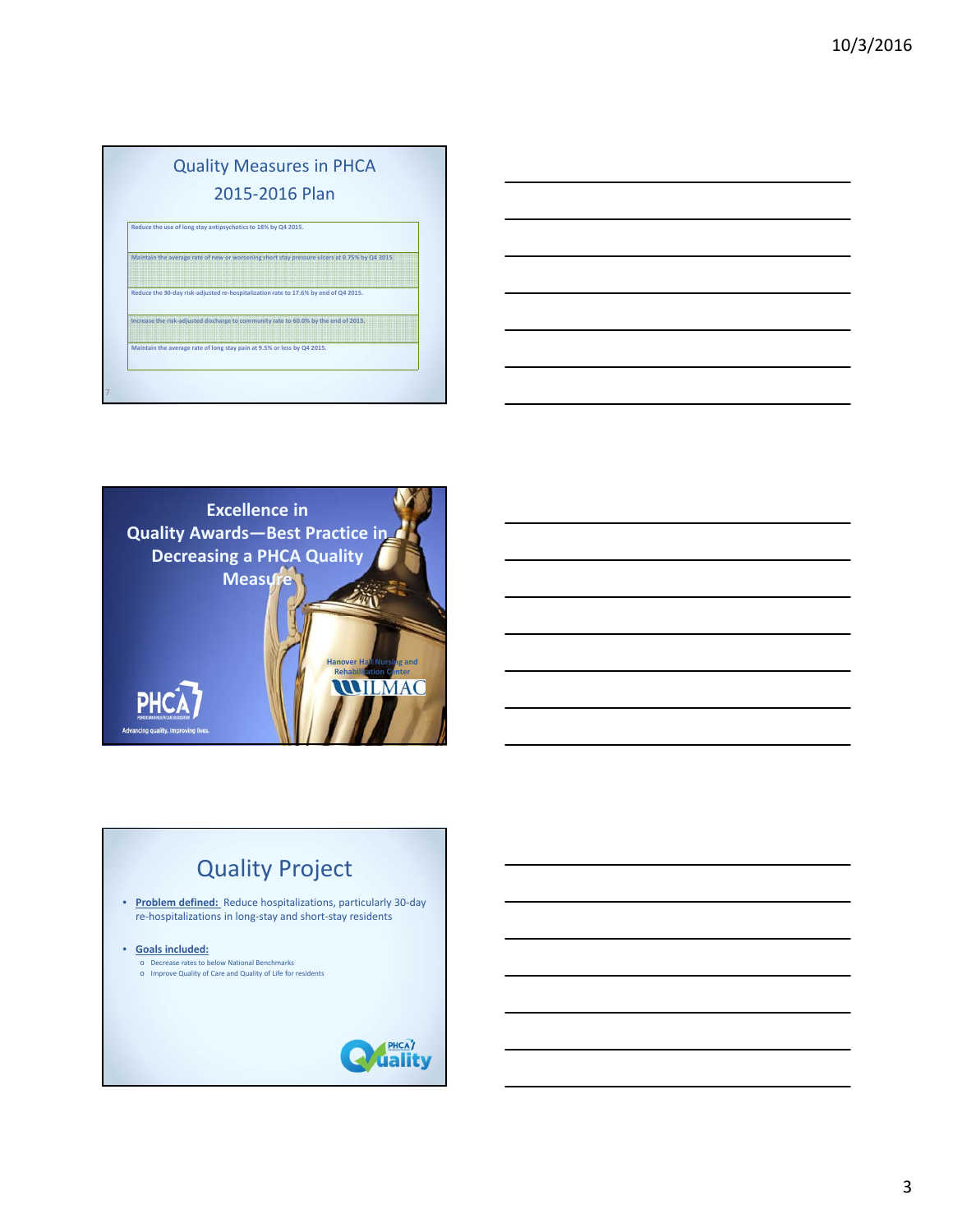## Quality Measures in PHCA 2015-2016 Plan

| |
|---|
| Reduce the use of long stay antipsychotics to 18% by Q4 2015. |
| Maintain the average rate of new or worsening short stay pressure ulcers at 0.75% by Q4 2015. |
| Reduce the 30-day risk-adjusted re-hospitalization rate to 17.6% by end of Q4 2015. |
| Increase the risk-adjusted discharge to community rate to 60.0% by the end of 2015. |
| Maintain the average rate of long stay pain at 9.5% or less by Q4 2015. |

## Excellence in Quality Awards—Best Practice in Decreasing a PHCA Quality Measure

Hanover Hall Nursing and Rehabilitation Center

WILMAC

PHCA

Advancing quality. Improving lives.

## Quality Project

- **Problem defined:** Reduce hospitalizations, particularly 30-day re-hospitalizations in long-stay and short-stay residents
- **Goals included:**
  - Decrease rates to below National Benchmarks
  - Improve Quality of Care and Quality of Life for residents

PHCA Quality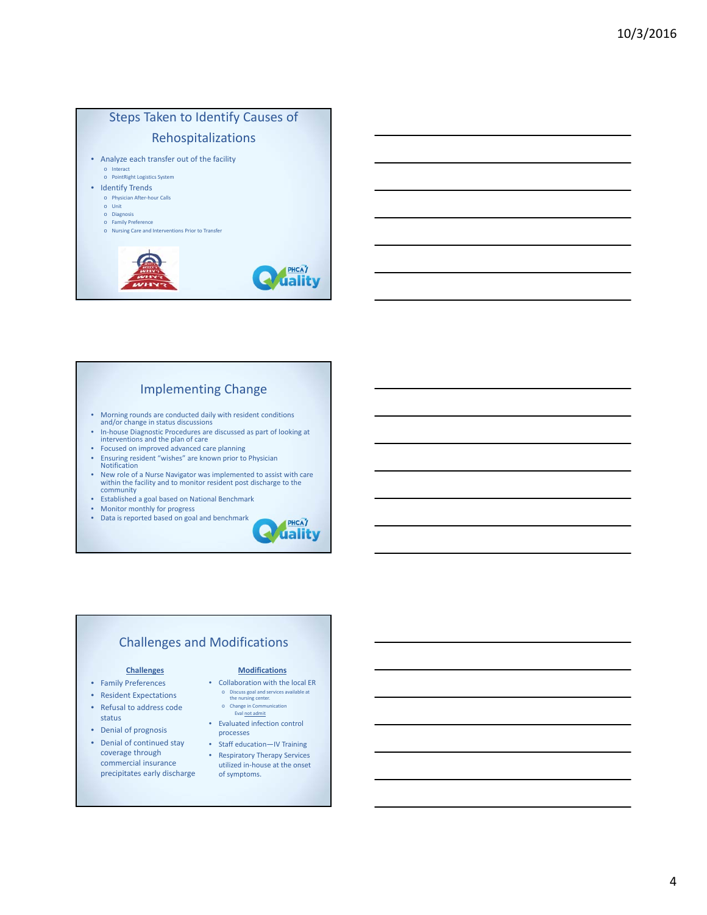## Steps Taken to Identify Causes of Rehospitalizations

- Analyze each transfer out of the facility
  - Interact
  - PointRight Logistics System
- Identify Trends
  - Physician After-hour Calls
  - Unit
  - Diagnosis
  - Family Preference
  - Nursing Care and Interventions Prior to Transfer

## Implementing Change

- Morning rounds are conducted daily with resident conditions and/or change in status discussions
- In-house Diagnostic Procedures are discussed as part of looking at interventions and the plan of care
- Focused on improved advanced care planning
- Ensuring resident "wishes" are known prior to Physician Notification
- New role of a Nurse Navigator was implemented to assist with care within the facility and to monitor resident post discharge to the community
- Established a goal based on National Benchmark
- Monitor monthly for progress
- Data is reported based on goal and benchmark

## Challenges and Modifications

**Challenges**

- Family Preferences
- Resident Expectations
- Refusal to address code status
- Denial of prognosis
- Denial of continued stay coverage through commercial insurance precipitates early discharge

**Modifications**

- Collaboration with the local ER
  - Discuss goal and services available at the nursing center.
  - Change in Communication
    - Eval not admit
- Evaluated infection control processes
- Staff education—IV Training
- Respiratory Therapy Services utilized in-house at the onset of symptoms.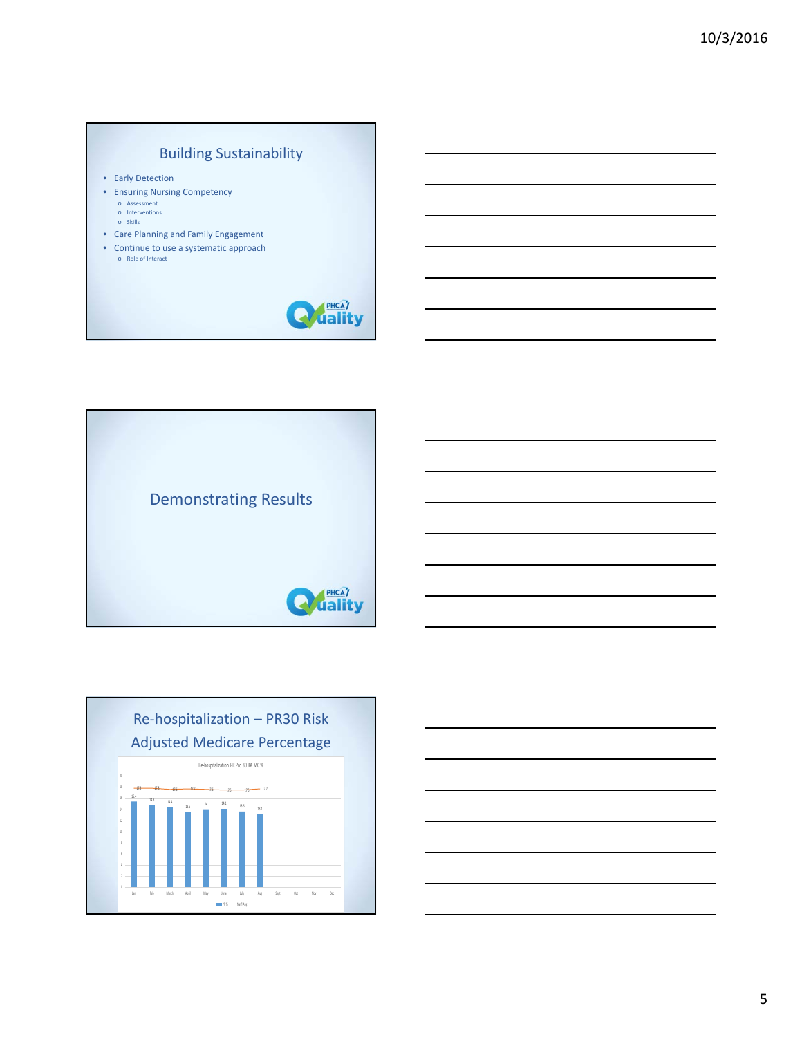## Building Sustainability

- Early Detection
- Ensuring Nursing Competency
  - Assessment
  - Interventions
  - Skills
- Care Planning and Family Engagement
- Continue to use a systematic approach
  - Role of Interact

## Demonstrating Results

## Re-hospitalization – PR30 Risk Adjusted Medicare Percentage

Re-hospitalization PR Pro 30 RA MC %

| | Jan | Feb | March | April | May | June | July | Aug | Sept | Oct | Nov | Dec |
|---|---|---|---|---|---|---|---|---|---|---|---|---|
| PR % | 15.4 | 14.8 | 14.4 | 13.5 | 14 | 14.1 | 13.6 | 13.1 | | | | |
| Nat'l Avg | 17.8 | 17.8 | 17.6 | 17.7 | 17.6 | 17.5 | 17.5 | 17.7 | | | | |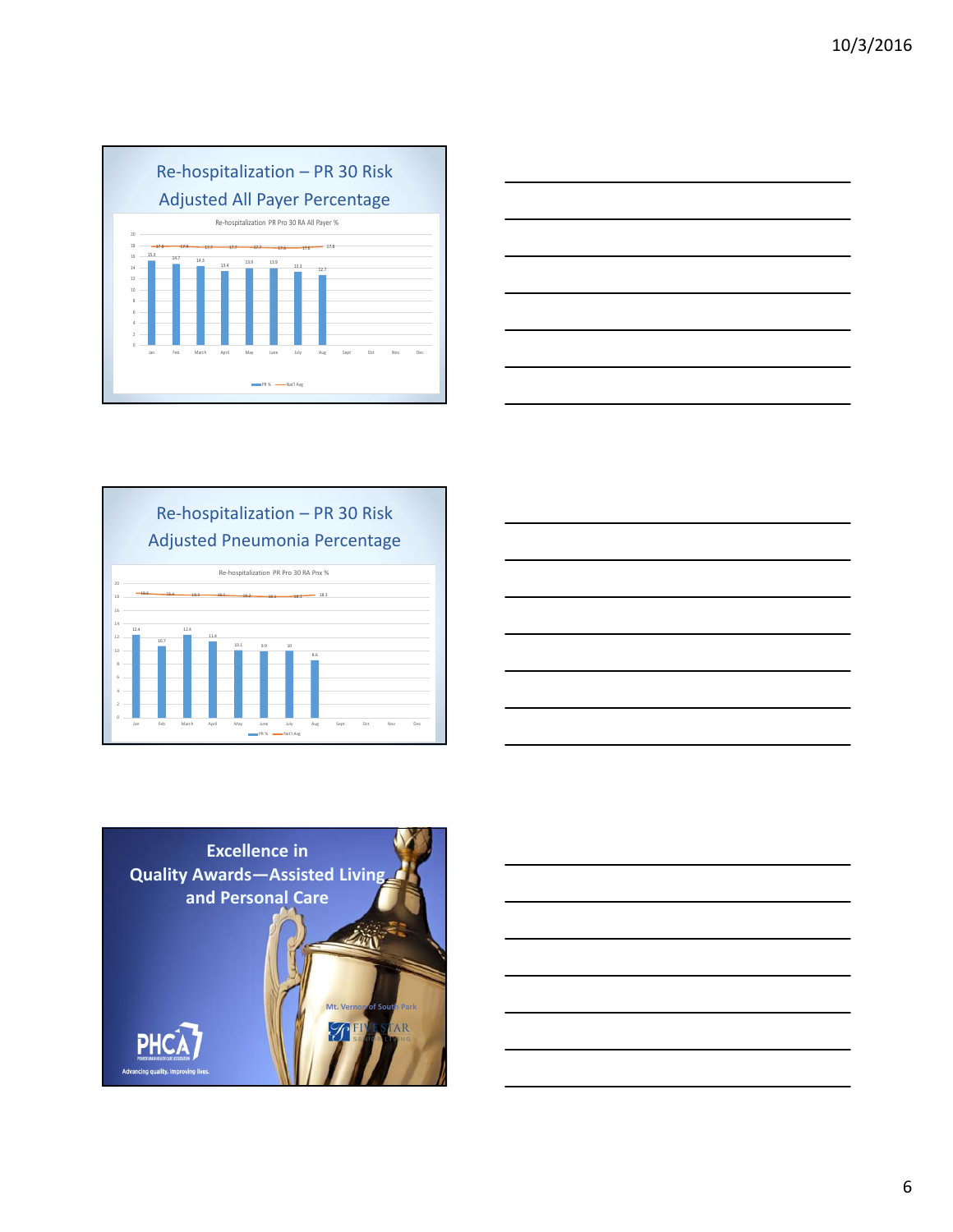## Re-hospitalization – PR 30 Risk Adjusted All Payer Percentage

Re-hospitalization PR Pro 30 RA All Payer %

| Month | PR % | Nat'l Avg |
|---|---|---|
| Jan | 15.3 | 17.8 |
| Feb | 14.7 | 17.8 |
| March | 14.3 | 17.7 |
| April | 13.4 | 17.7 |
| May | 13.9 | 17.7 |
| June | 13.9 | 17.6 |
| July | 13.3 | 17.6 |
| Aug | 12.7 | 17.8 |
| Sept | | |
| Oct | | |
| Nov | | |
| Dec | | |

## Re-hospitalization – PR 30 Risk Adjusted Pneumonia Percentage

Re-hospitalization PR Pro 30 RA Pnx %

| Month | PR % | Nat'l Avg |
|---|---|---|
| Jan | 12.4 | 18.6 |
| Feb | 10.7 | 18.4 |
| March | 12.4 | 18.3 |
| April | 11.4 | 18.3 |
| May | 10.1 | 18.2 |
| June | 9.9 | 18.1 |
| July | 10 | 18.1 |
| Aug | 8.6 | 18.3 |
| Sept | | |
| Oct | | |
| Nov | | |
| Dec | | |

## Excellence in Quality Awards—Assisted Living and Personal Care

Mt. Vernon of South Park

FIVE STAR SENIOR LIVING

PHCA

Advancing quality. Improving lives.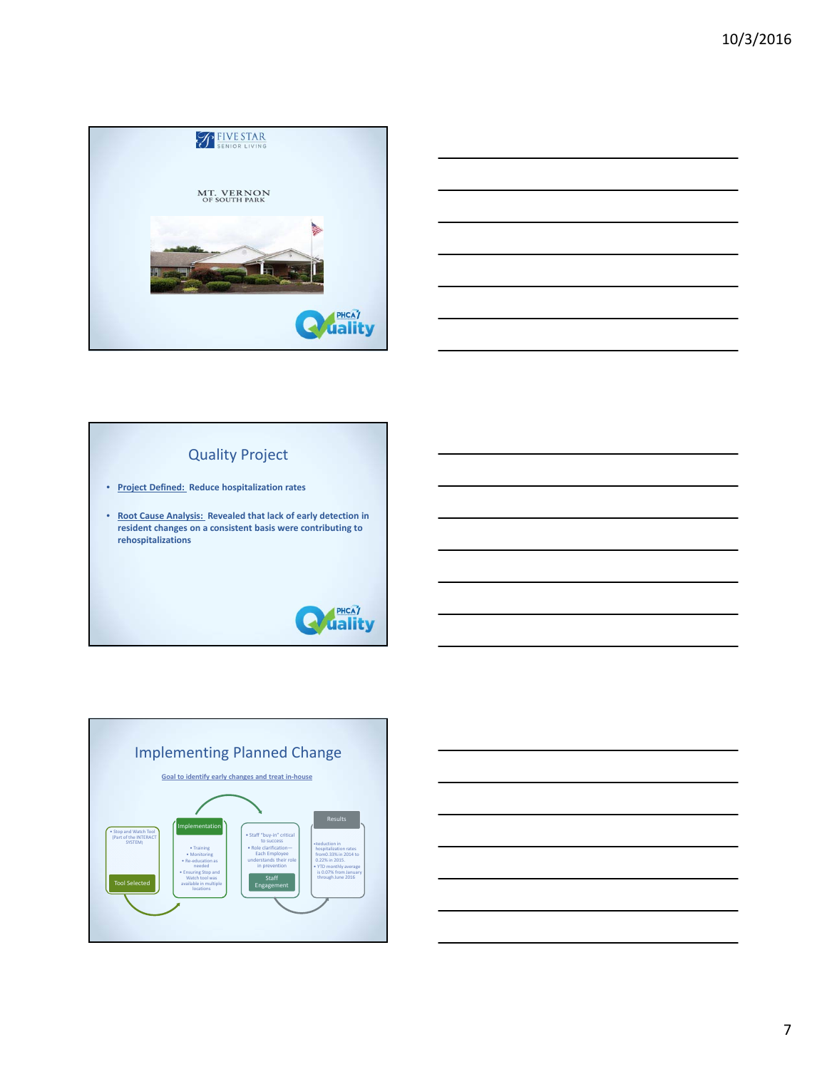FIVE STAR
SENIOR LIVING

MT. VERNON
OF SOUTH PARK

PHCA Quality

## Quality Project

- **Project Defined: Reduce hospitalization rates**
- **Root Cause Analysis: Revealed that lack of early detection in resident changes on a consistent basis were contributing to rehospitalizations**

PHCA Quality

## Implementing Planned Change

Goal to identify early changes and treat in-house

**Tool Selected**
- Stop and Watch Tool (Part of the INTERACT SYSTEM)

**Implementation**
- Training
- Monitoring
- Re-education as needed
- Ensuring Stop and Watch tool was available in multiple locations

**Staff Engagement**
- Staff "buy-in" critical to success
- Role clarification—Each Employee understands their role in prevention

**Results**
- Reduction in hospitalization rates from 0.33% in 2014 to 0.22% in 2015.
- YTD monthly average is 0.07% from January through June 2016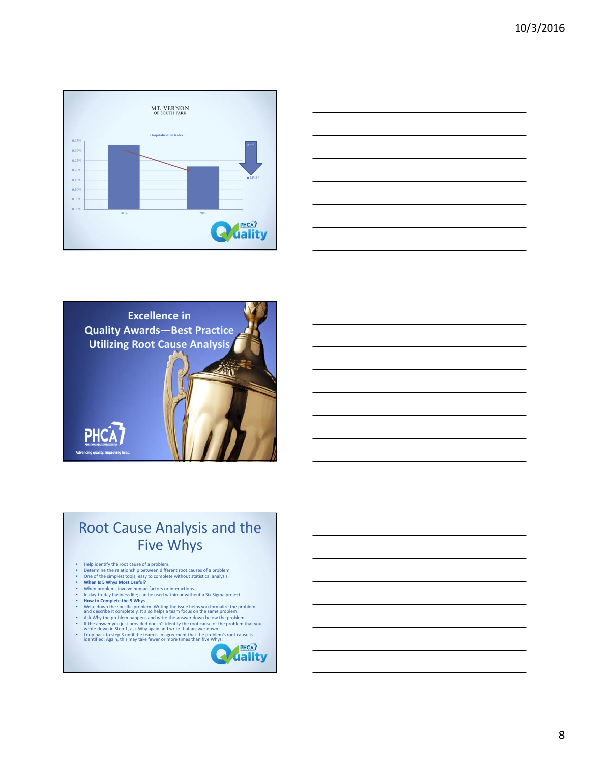## MT. VERNON OF SOUTH PARK

**Hospitalization Rates**

| Year | MVSP |
|---|---|
| 2014 | ~0.32% |
| 2015 | ~0.22% |

good

PHCA Quality

## Excellence in Quality Awards—Best Practice Utilizing Root Cause Analysis

PHCA

Advancing quality. Improving lives.

## Root Cause Analysis and the Five Whys

- Help identify the root cause of a problem.
- Determine the relationship between different root causes of a problem.
- One of the simplest tools; easy to complete without statistical analysis.
- **When Is 5 Whys Most Useful?**
- When problems involve human factors or interactions.
- In day-to-day business life; can be used within or without a Six Sigma project.
- **How to Complete the 5 Whys**
- Write down the specific problem. Writing the issue helps you formalize the problem and describe it completely. It also helps a team focus on the same problem.
- Ask Why the problem happens and write the answer down below the problem.
- If the answer you just provided doesn't identify the root cause of the problem that you wrote down in Step 1, ask Why again and write that answer down.
- Loop back to step 3 until the team is in agreement that the problem's root cause is identified. Again, this may take fewer or more times than five Whys.

PHCA Quality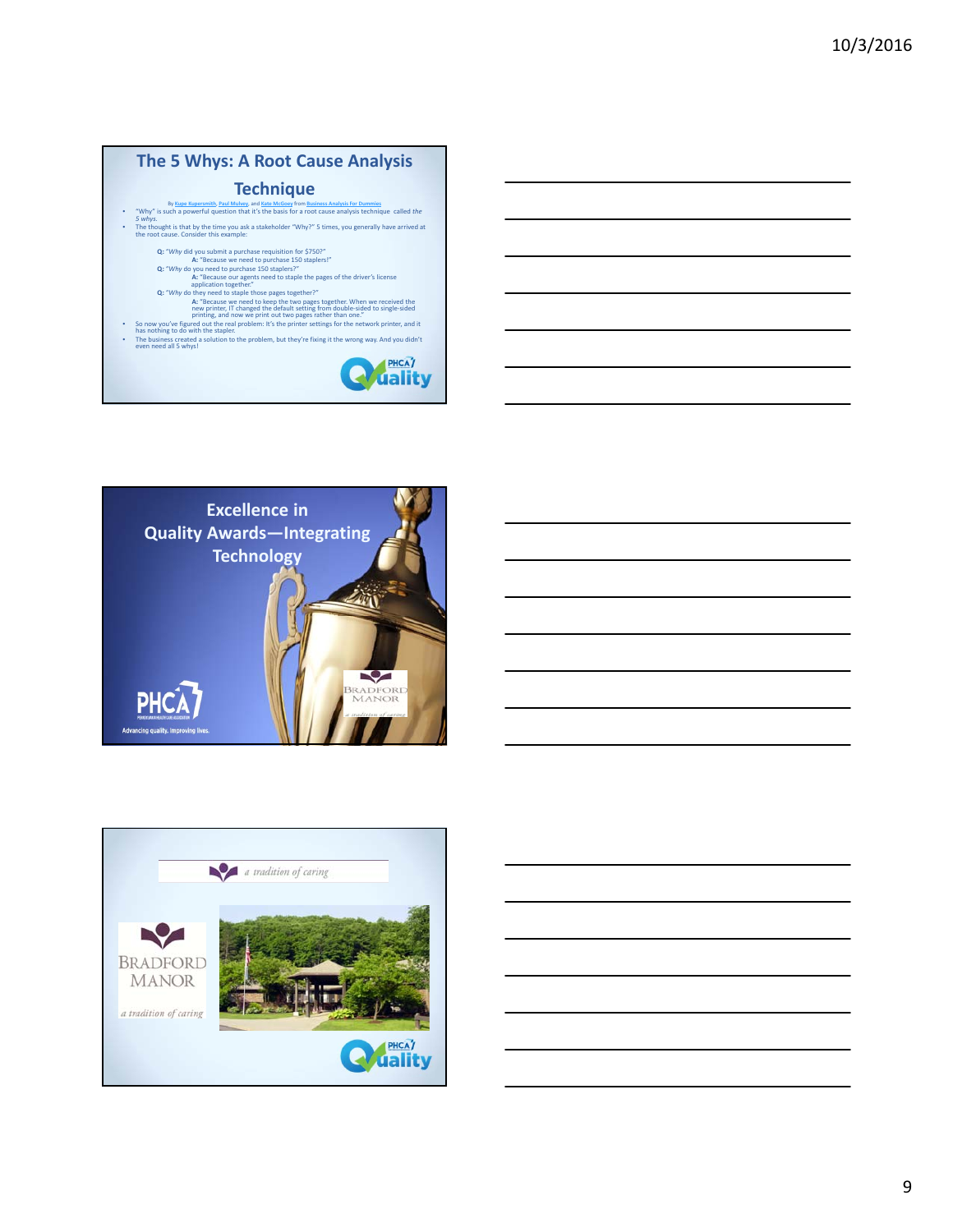## The 5 Whys: A Root Cause Analysis Technique

By Kupe Kupersmith, Paul Mulvey, and Kate McGoey from Business Analysis For Dummies

- "Why" is such a powerful question that it's the basis for a root cause analysis technique called *the 5 whys*.
- The thought is that by the time you ask a stakeholder "Why?" 5 times, you generally have arrived at the root cause. Consider this example:

**Q:** "*Why* did you submit a purchase requisition for $750?"
**A:** "Because we need to purchase 150 staplers!"
**Q:** "*Why* do you need to purchase 150 staplers?"
**A:** "Because our agents need to staple the pages of the driver's license application together."
**Q:** "*Why* do they need to staple those pages together?"
**A:** "Because we need to keep the two pages together. When we received the new printer, IT changed the default setting from double-sided to single-sided printing, and now we print out two pages rather than one."

- So now you've figured out the real problem: It's the printer settings for the network printer, and it has nothing to do with the stapler.
- The business created a solution to the problem, but they're fixing it the wrong way. And you didn't even need all 5 whys!

PHCA Quality

## Excellence in Quality Awards—Integrating Technology

PHCA
Advancing quality. Improving lives.

BRADFORD MANOR
a tradition of caring

---

a tradition of caring

BRADFORD MANOR
a tradition of caring

PHCA Quality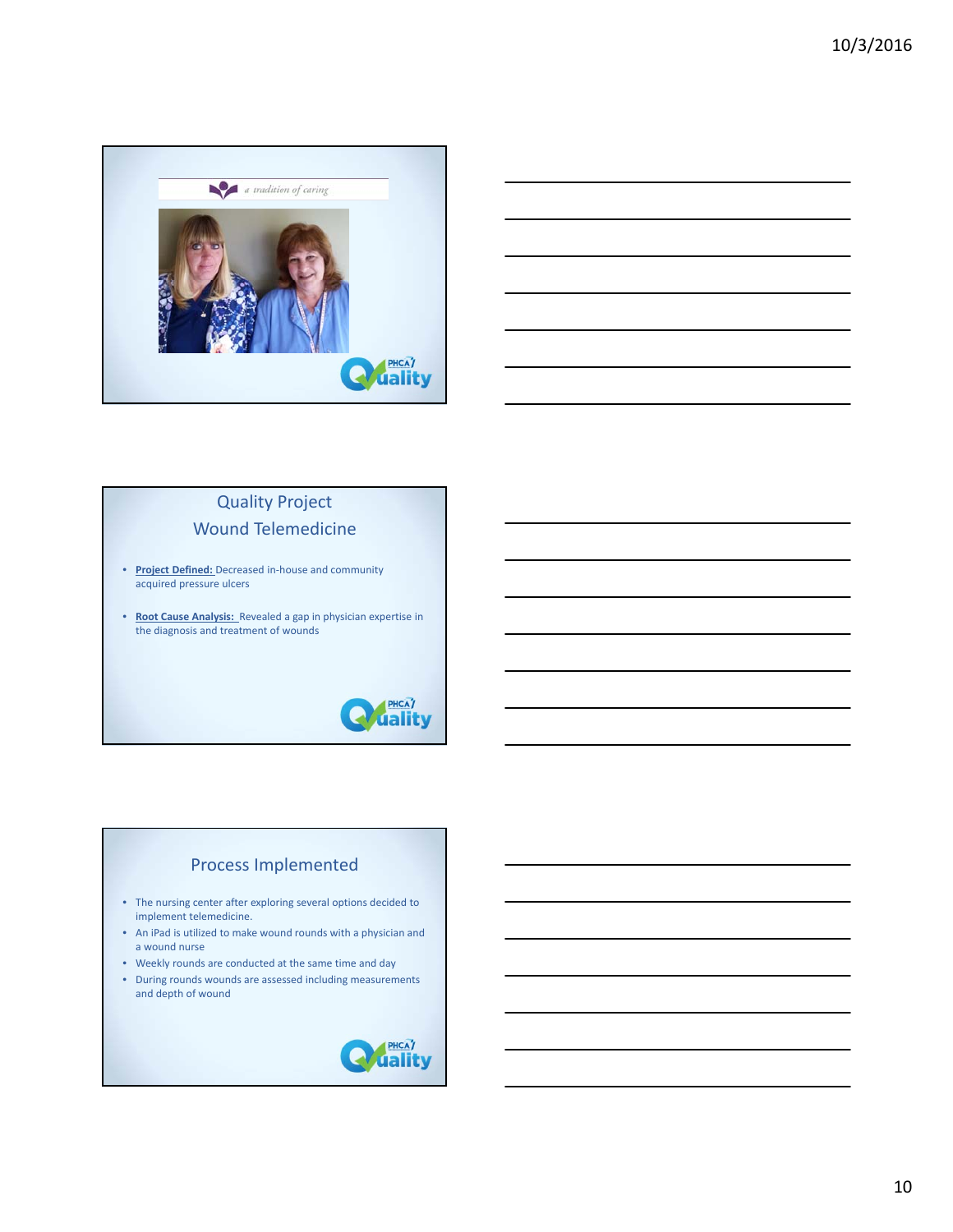a tradition of caring

PHCA Quality

## Quality Project
## Wound Telemedicine

- **Project Defined:** Decreased in-house and community acquired pressure ulcers
- **Root Cause Analysis:** Revealed a gap in physician expertise in the diagnosis and treatment of wounds

PHCA Quality

## Process Implemented

- The nursing center after exploring several options decided to implement telemedicine.
- An iPad is utilized to make wound rounds with a physician and a wound nurse
- Weekly rounds are conducted at the same time and day
- During rounds wounds are assessed including measurements and depth of wound

PHCA Quality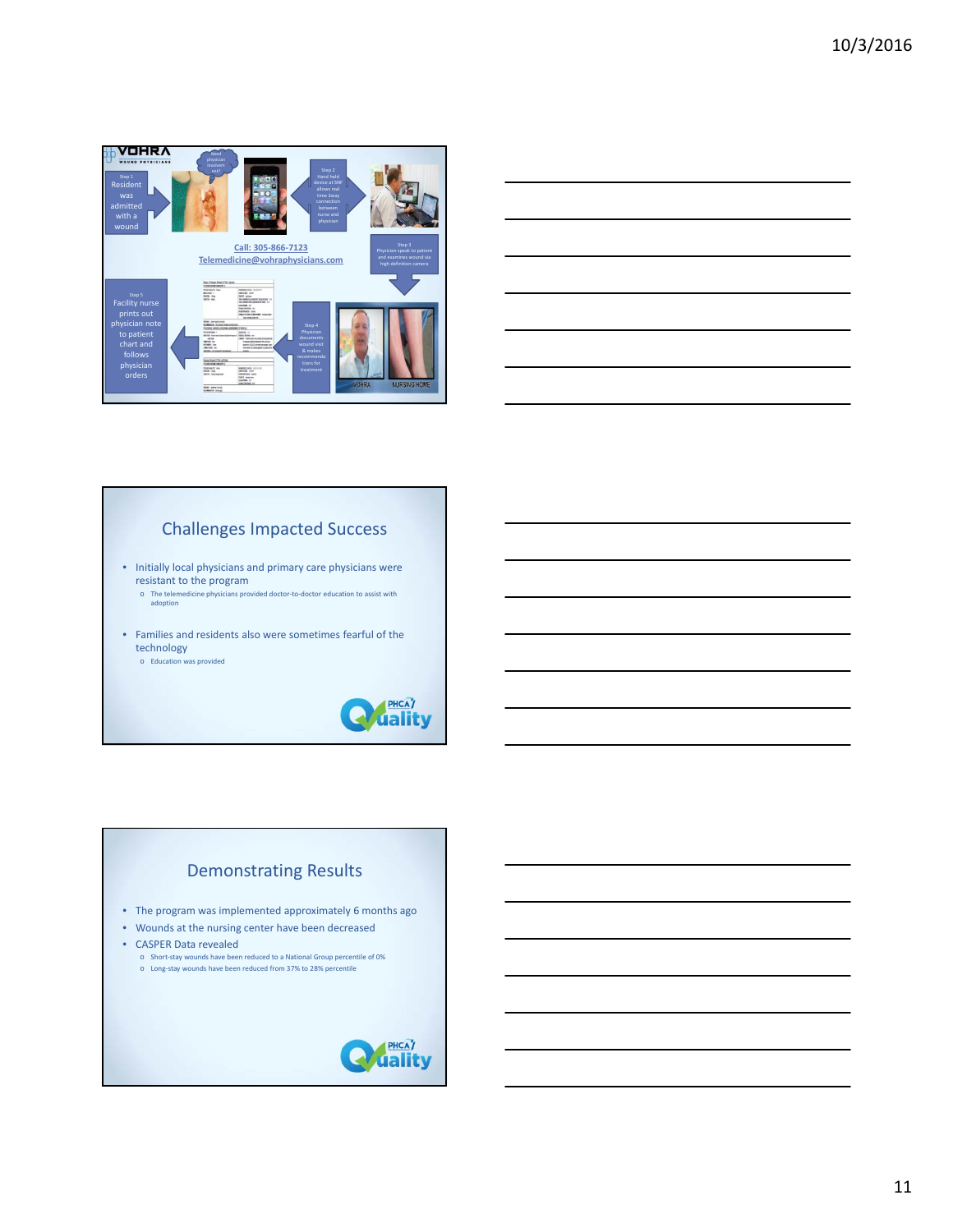Step 1
Resident was admitted with a wound

Need physician involvement?

Step 2
Hand held device at SNF allows real time 2way connection between nurse and physician

Step 3
Physician speak to patient and examines wound via high definition camera

Step 4
Physician documents wound visit & makes recommendations for treatment

Step 5
Facility nurse prints out physician note to patient chart and follows physician orders

Call: 305-866-7123
Telemedicine@vohraphysicians.com

## Challenges Impacted Success

- Initially local physicians and primary care physicians were resistant to the program
  - The telemedicine physicians provided doctor-to-doctor education to assist with adoption
- Families and residents also were sometimes fearful of the technology
  - Education was provided

## Demonstrating Results

- The program was implemented approximately 6 months ago
- Wounds at the nursing center have been decreased
- CASPER Data revealed
  - Short-stay wounds have been reduced to a National Group percentile of 0%
  - Long-stay wounds have been reduced from 37% to 28% percentile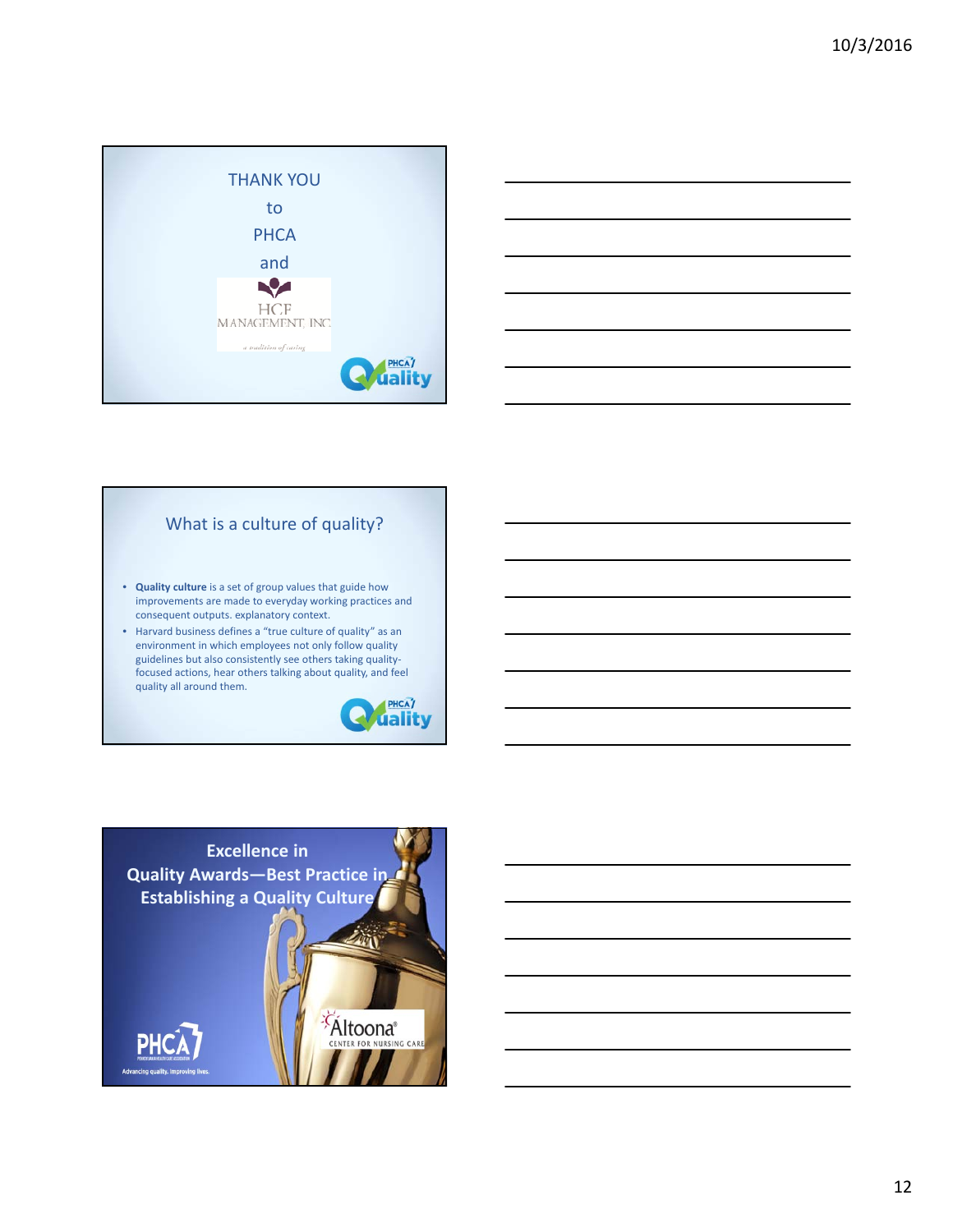THANK YOU

to

PHCA

and

HCF MANAGEMENT, INC

*a tradition of caring*

PHCA Quality

## What is a culture of quality?

- **Quality culture** is a set of group values that guide how improvements are made to everyday working practices and consequent outputs. explanatory context.
- Harvard business defines a "true culture of quality" as an environment in which employees not only follow quality guidelines but also consistently see others taking quality-focused actions, hear others talking about quality, and feel quality all around them.

PHCA Quality

## Excellence in Quality Awards—Best Practice in Establishing a Quality Culture

PHCA
Advancing quality. Improving lives.

Altoona® CENTER FOR NURSING CARE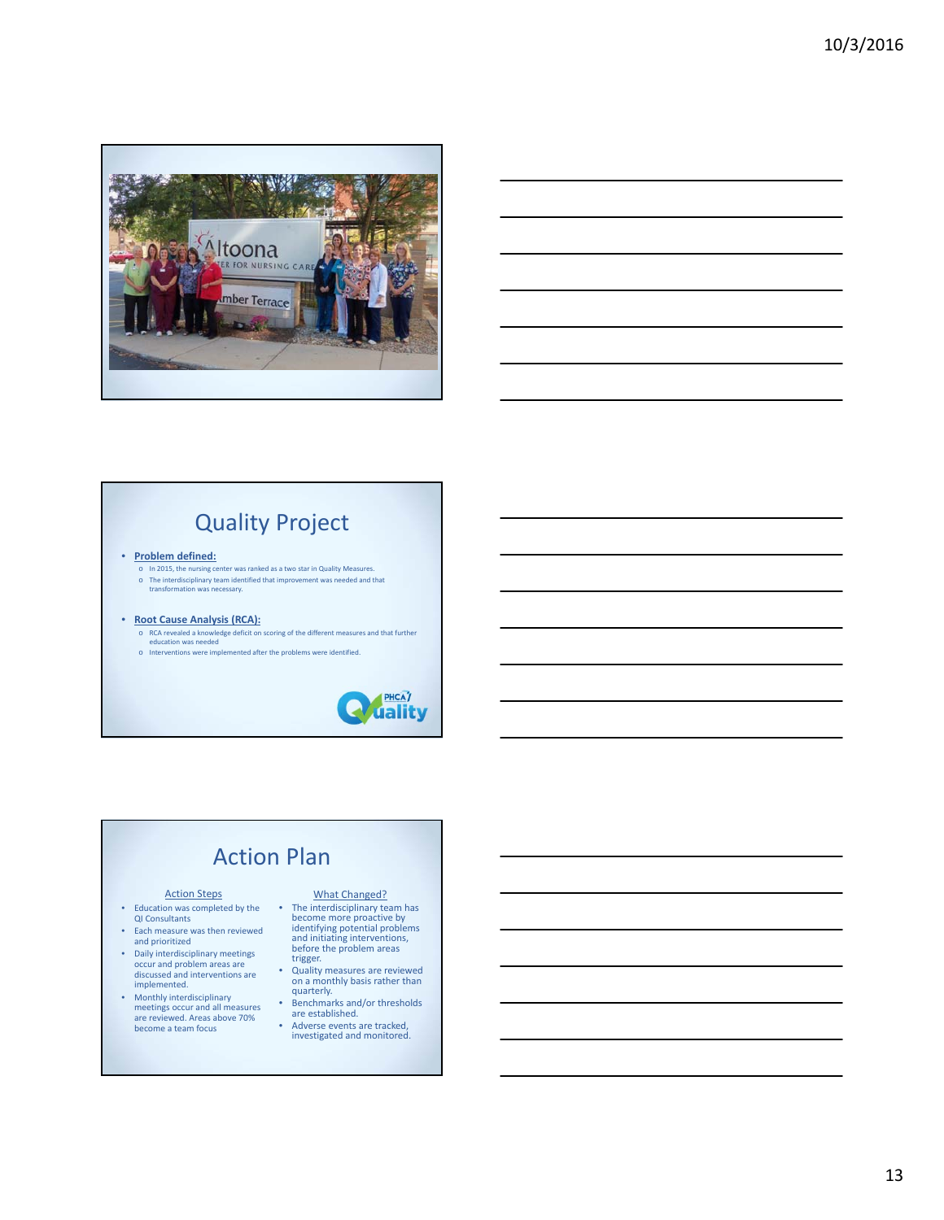## Quality Project

- **Problem defined:**
  - In 2015, the nursing center was ranked as a two star in Quality Measures.
  - The interdisciplinary team identified that improvement was needed and that transformation was necessary.

- **Root Cause Analysis (RCA):**
  - RCA revealed a knowledge deficit on scoring of the different measures and that further education was needed
  - Interventions were implemented after the problems were identified.

## Action Plan

### Action Steps

- Education was completed by the QI Consultants
- Each measure was then reviewed and prioritized
- Daily interdisciplinary meetings occur and problem areas are discussed and interventions are implemented.
- Monthly interdisciplinary meetings occur and all measures are reviewed. Areas above 70% become a team focus

### What Changed?

- The interdisciplinary team has become more proactive by identifying potential problems and initiating interventions, before the problem areas trigger.
- Quality measures are reviewed on a monthly basis rather than quarterly.
- Benchmarks and/or thresholds are established.
- Adverse events are tracked, investigated and monitored.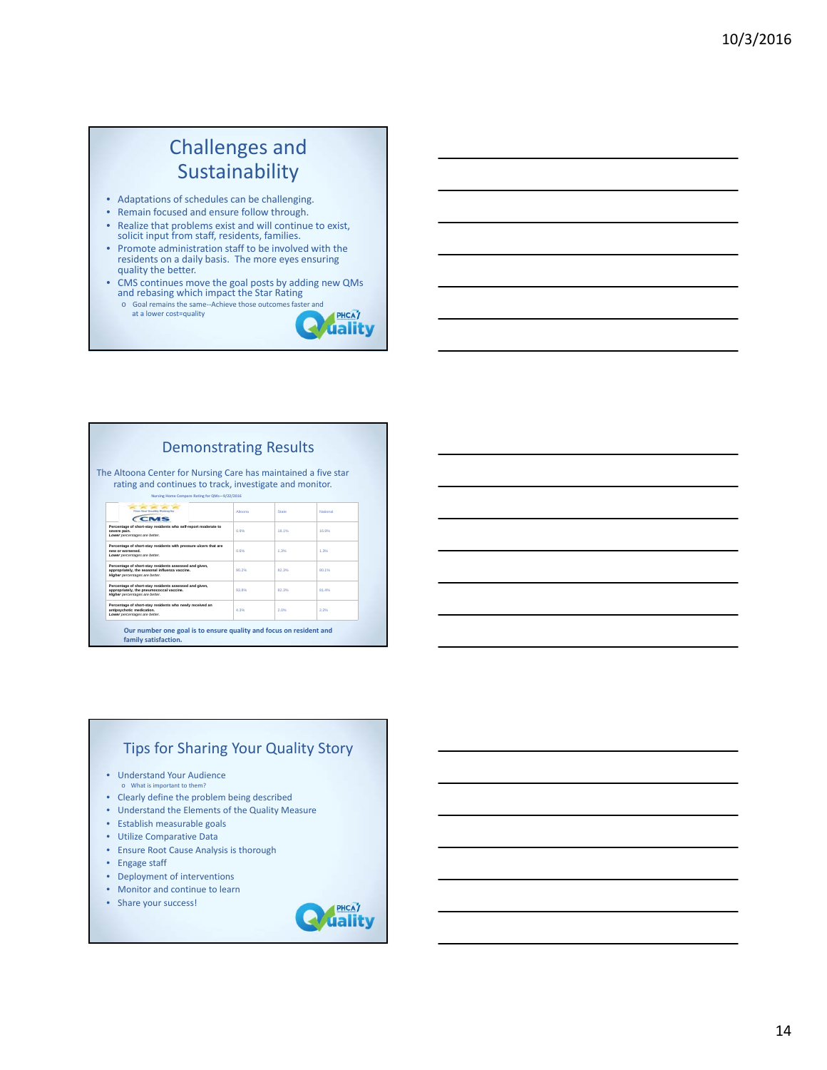## Challenges and Sustainability

- Adaptations of schedules can be challenging.
- Remain focused and ensure follow through.
- Realize that problems exist and will continue to exist, solicit input from staff, residents, families.
- Promote administration staff to be involved with the residents on a daily basis. The more eyes ensuring quality the better.
- CMS continues move the goal posts by adding new QMs and rebasing which impact the Star Rating
  - Goal remains the same--Achieve those outcomes faster and at a lower cost=quality

PHCA Quality

## Demonstrating Results

The Altoona Center for Nursing Care has maintained a five star rating and continues to track, investigate and monitor.

Nursing Home Compare Rating for QMs—9/22/2016

| Five-Star Quality Rating by CMS | Altoona | State | National |
|---|---|---|---|
| **Percentage of short-stay residents who self-report moderate to severe pain.** *Lower percentages are better.* | 0.9% | 18.1% | 16.9% |
| **Percentage of short-stay residents with pressure ulcers that are new or worsened.** *Lower percentages are better.* | 0.6% | 1.3% | 1.3% |
| **Percentage of short-stay residents assessed and given, appropriately, the seasonal influenza vaccine.** *Higher percentages are better.* | 90.2% | 82.3% | 80.1% |
| **Percentage of short-stay residents assessed and given, appropriately, the pneumococcal vaccine.** *Higher percentages are better.* | 92.8% | 82.3% | 81.4% |
| **Percentage of short-stay residents who newly received an antipsychotic medication.** *Lower percentages are better.* | 4.3% | 2.0% | 2.2% |

**Our number one goal is to ensure quality and focus on resident and family satisfaction.**

## Tips for Sharing Your Quality Story

- Understand Your Audience
  - What is important to them?
- Clearly define the problem being described
- Understand the Elements of the Quality Measure
- Establish measurable goals
- Utilize Comparative Data
- Ensure Root Cause Analysis is thorough
- Engage staff
- Deployment of interventions
- Monitor and continue to learn
- Share your success!

PHCA Quality